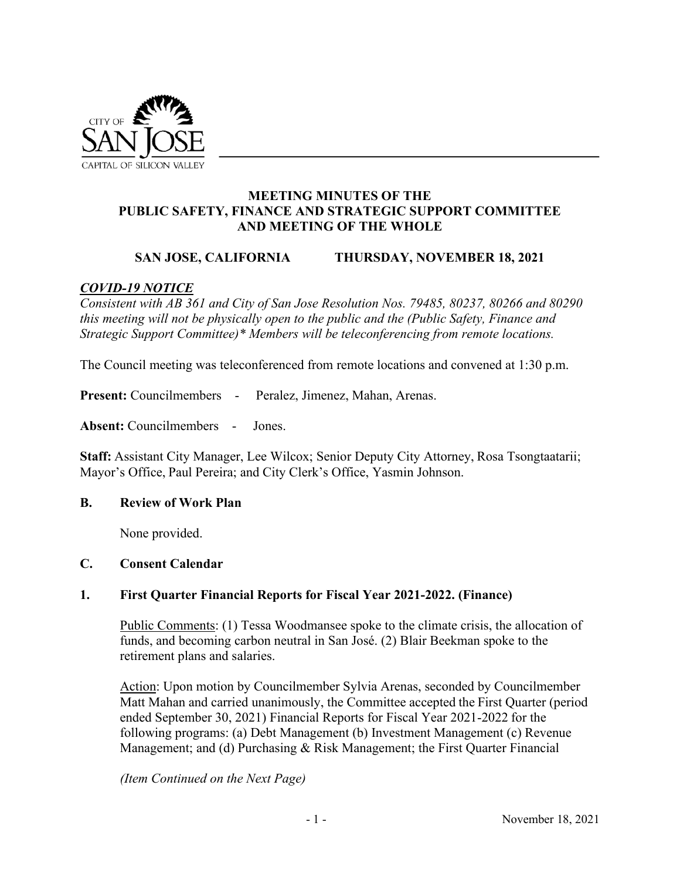CITY OF
SAN JOSE
CAPITAL OF SILICON VALLEY

# MEETING MINUTES OF THE PUBLIC SAFETY, FINANCE AND STRATEGIC SUPPORT COMMITTEE AND MEETING OF THE WHOLE

**SAN JOSE, CALIFORNIA THURSDAY, NOVEMBER 18, 2021**

***COVID-19 NOTICE***

*Consistent with AB 361 and City of San Jose Resolution Nos. 79485, 80237, 80266 and 80290 this meeting will not be physically open to the public and the (Public Safety, Finance and Strategic Support Committee)* Members will be teleconferencing from remote locations.*

The Council meeting was teleconferenced from remote locations and convened at 1:30 p.m.

**Present:** Councilmembers - Peralez, Jimenez, Mahan, Arenas.

**Absent:** Councilmembers - Jones.

**Staff:** Assistant City Manager, Lee Wilcox; Senior Deputy City Attorney, Rosa Tsongtaatarii; Mayor's Office, Paul Pereira; and City Clerk's Office, Yasmin Johnson.

## B. Review of Work Plan

None provided.

## C. Consent Calendar

### 1. First Quarter Financial Reports for Fiscal Year 2021-2022. (Finance)

Public Comments: (1) Tessa Woodmansee spoke to the climate crisis, the allocation of funds, and becoming carbon neutral in San José. (2) Blair Beekman spoke to the retirement plans and salaries.

Action: Upon motion by Councilmember Sylvia Arenas, seconded by Councilmember Matt Mahan and carried unanimously, the Committee accepted the First Quarter (period ended September 30, 2021) Financial Reports for Fiscal Year 2021-2022 for the following programs: (a) Debt Management (b) Investment Management (c) Revenue Management; and (d) Purchasing & Risk Management; the First Quarter Financial

*(Item Continued on the Next Page)*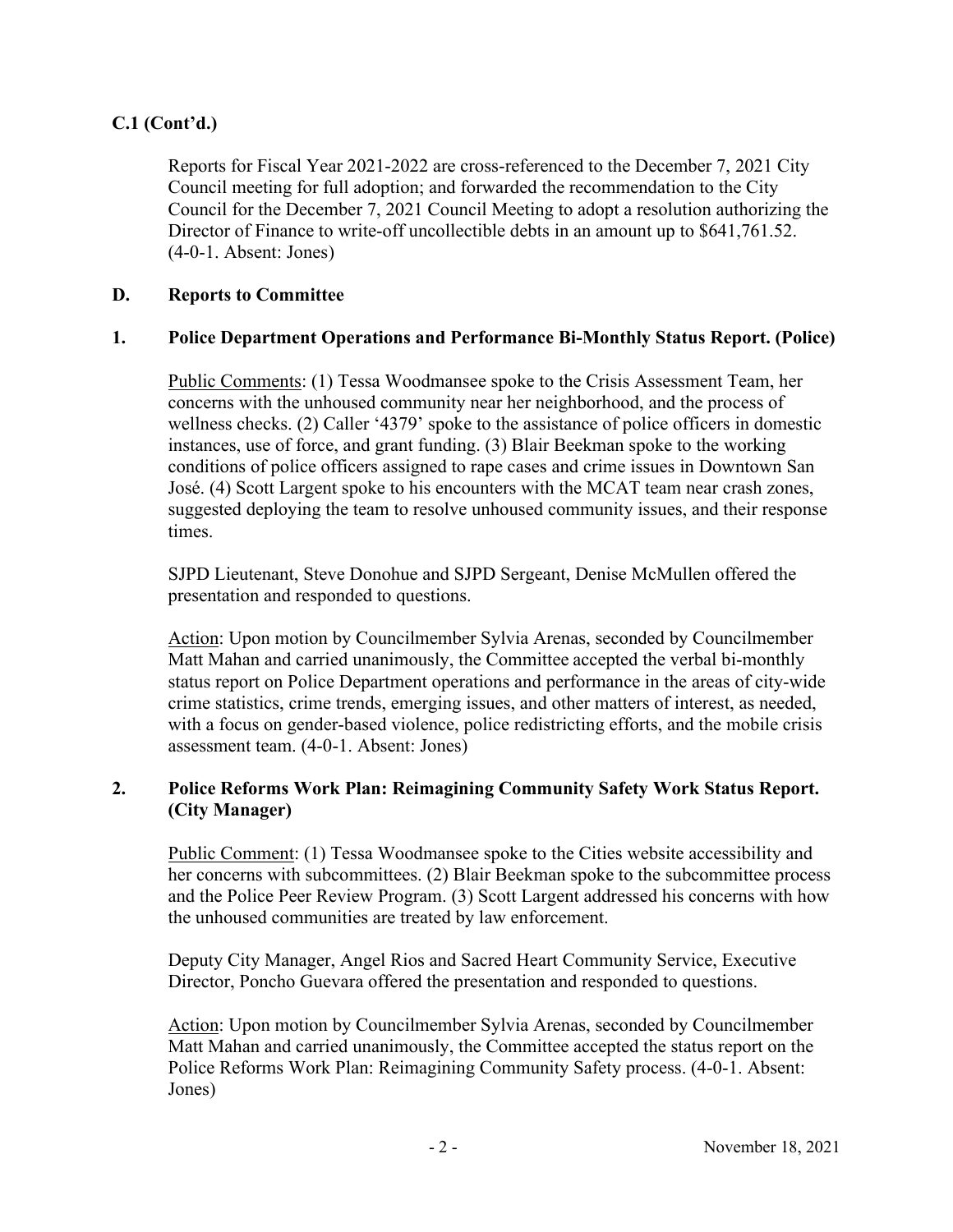**C.1 (Cont'd.)**

Reports for Fiscal Year 2021-2022 are cross-referenced to the December 7, 2021 City Council meeting for full adoption; and forwarded the recommendation to the City Council for the December 7, 2021 Council Meeting to adopt a resolution authorizing the Director of Finance to write-off uncollectible debts in an amount up to $641,761.52. (4-0-1. Absent: Jones)

## D. Reports to Committee

### 1. Police Department Operations and Performance Bi-Monthly Status Report. (Police)

Public Comments: (1) Tessa Woodmansee spoke to the Crisis Assessment Team, her concerns with the unhoused community near her neighborhood, and the process of wellness checks. (2) Caller '4379' spoke to the assistance of police officers in domestic instances, use of force, and grant funding. (3) Blair Beekman spoke to the working conditions of police officers assigned to rape cases and crime issues in Downtown San José. (4) Scott Largent spoke to his encounters with the MCAT team near crash zones, suggested deploying the team to resolve unhoused community issues, and their response times.

SJPD Lieutenant, Steve Donohue and SJPD Sergeant, Denise McMullen offered the presentation and responded to questions.

Action: Upon motion by Councilmember Sylvia Arenas, seconded by Councilmember Matt Mahan and carried unanimously, the Committee accepted the verbal bi-monthly status report on Police Department operations and performance in the areas of city-wide crime statistics, crime trends, emerging issues, and other matters of interest, as needed, with a focus on gender-based violence, police redistricting efforts, and the mobile crisis assessment team. (4-0-1. Absent: Jones)

### 2. Police Reforms Work Plan: Reimagining Community Safety Work Status Report. (City Manager)

Public Comment: (1) Tessa Woodmansee spoke to the Cities website accessibility and her concerns with subcommittees. (2) Blair Beekman spoke to the subcommittee process and the Police Peer Review Program. (3) Scott Largent addressed his concerns with how the unhoused communities are treated by law enforcement.

Deputy City Manager, Angel Rios and Sacred Heart Community Service, Executive Director, Poncho Guevara offered the presentation and responded to questions.

Action: Upon motion by Councilmember Sylvia Arenas, seconded by Councilmember Matt Mahan and carried unanimously, the Committee accepted the status report on the Police Reforms Work Plan: Reimagining Community Safety process. (4-0-1. Absent: Jones)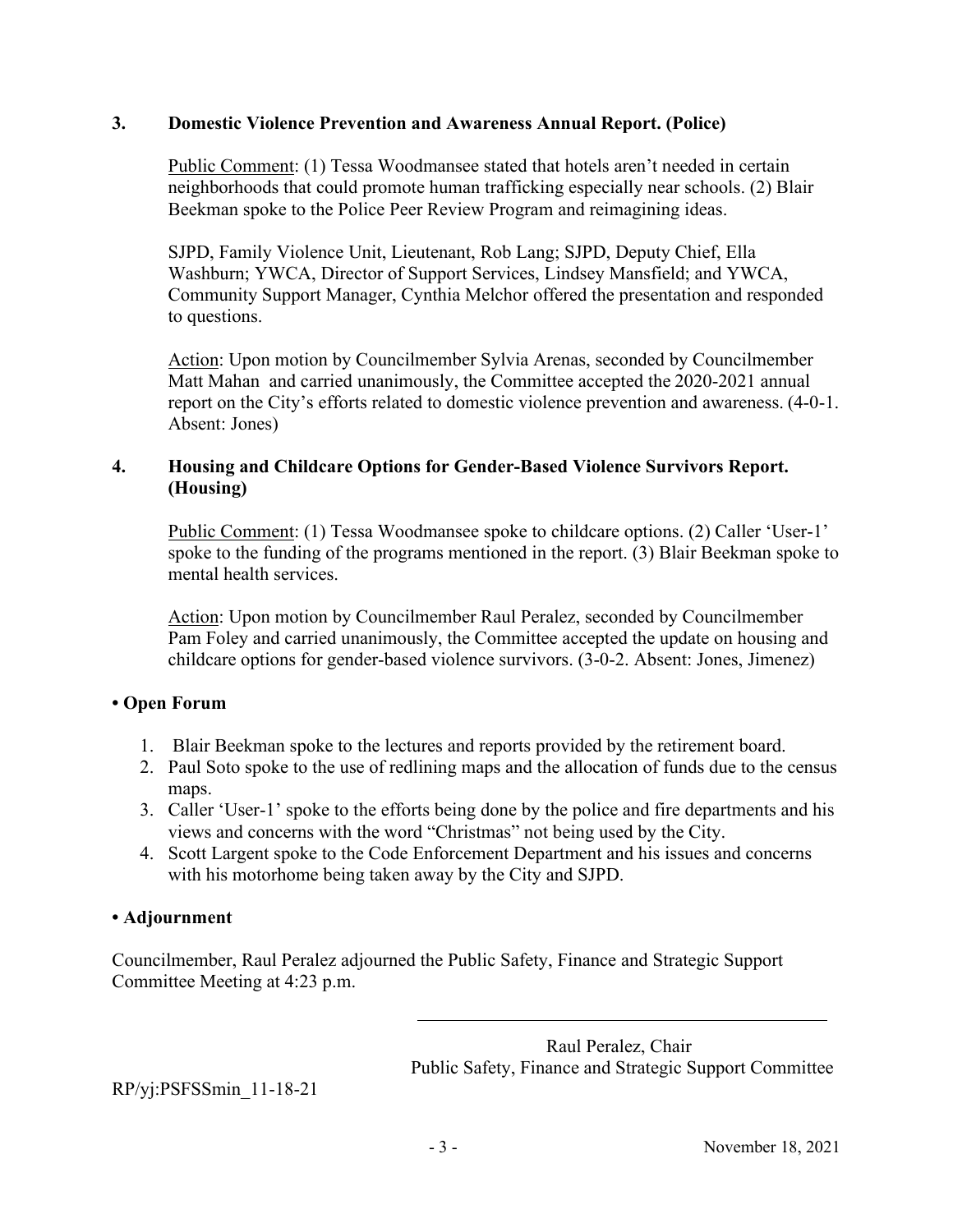### 3. Domestic Violence Prevention and Awareness Annual Report. (Police)

Public Comment: (1) Tessa Woodmansee stated that hotels aren't needed in certain neighborhoods that could promote human trafficking especially near schools. (2) Blair Beekman spoke to the Police Peer Review Program and reimagining ideas.

SJPD, Family Violence Unit, Lieutenant, Rob Lang; SJPD, Deputy Chief, Ella Washburn; YWCA, Director of Support Services, Lindsey Mansfield; and YWCA, Community Support Manager, Cynthia Melchor offered the presentation and responded to questions.

Action: Upon motion by Councilmember Sylvia Arenas, seconded by Councilmember Matt Mahan and carried unanimously, the Committee accepted the 2020-2021 annual report on the City's efforts related to domestic violence prevention and awareness. (4-0-1. Absent: Jones)

### 4. Housing and Childcare Options for Gender-Based Violence Survivors Report. (Housing)

Public Comment: (1) Tessa Woodmansee spoke to childcare options. (2) Caller 'User-1' spoke to the funding of the programs mentioned in the report. (3) Blair Beekman spoke to mental health services.

Action: Upon motion by Councilmember Raul Peralez, seconded by Councilmember Pam Foley and carried unanimously, the Committee accepted the update on housing and childcare options for gender-based violence survivors. (3-0-2. Absent: Jones, Jimenez)

## • Open Forum

1. Blair Beekman spoke to the lectures and reports provided by the retirement board.
2. Paul Soto spoke to the use of redlining maps and the allocation of funds due to the census maps.
3. Caller 'User-1' spoke to the efforts being done by the police and fire departments and his views and concerns with the word "Christmas" not being used by the City.
4. Scott Largent spoke to the Code Enforcement Department and his issues and concerns with his motorhome being taken away by the City and SJPD.

## • Adjournment

Councilmember, Raul Peralez adjourned the Public Safety, Finance and Strategic Support Committee Meeting at 4:23 p.m.

Raul Peralez, Chair
Public Safety, Finance and Strategic Support Committee

RP/yj:PSFSSmin_11-18-21

November 18, 2021